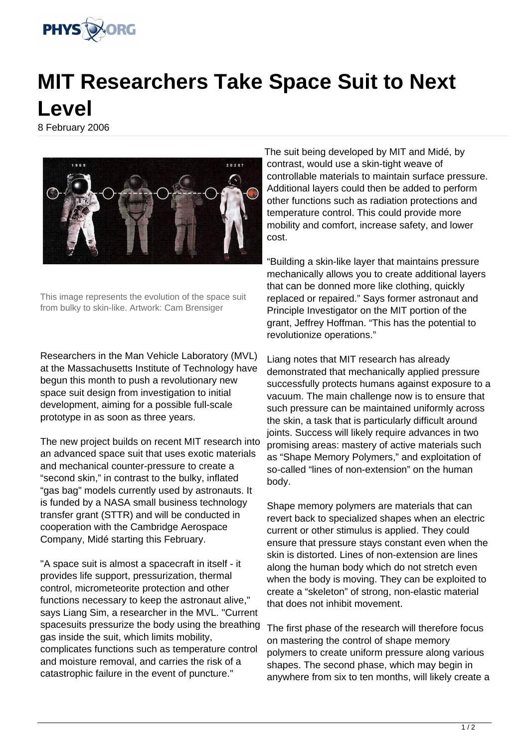# MIT Researchers Take Space Suit to Next Level

8 February 2006

This image represents the evolution of the space suit from bulky to skin-like. Artwork: Cam Brensiger

Researchers in the Man Vehicle Laboratory (MVL) at the Massachusetts Institute of Technology have begun this month to push a revolutionary new space suit design from investigation to initial development, aiming for a possible full-scale prototype in as soon as three years.

The new project builds on recent MIT research into an advanced space suit that uses exotic materials and mechanical counter-pressure to create a "second skin," in contrast to the bulky, inflated "gas bag" models currently used by astronauts. It is funded by a NASA small business technology transfer grant (STTR) and will be conducted in cooperation with the Cambridge Aerospace Company, Midé starting this February.

"A space suit is almost a spacecraft in itself - it provides life support, pressurization, thermal control, micrometeorite protection and other functions necessary to keep the astronaut alive," says Liang Sim, a researcher in the MVL. "Current spacesuits pressurize the body using the breathing gas inside the suit, which limits mobility, complicates functions such as temperature control and moisture removal, and carries the risk of a catastrophic failure in the event of puncture."

The suit being developed by MIT and Midé, by contrast, would use a skin-tight weave of controllable materials to maintain surface pressure. Additional layers could then be added to perform other functions such as radiation protections and temperature control. This could provide more mobility and comfort, increase safety, and lower cost.

"Building a skin-like layer that maintains pressure mechanically allows you to create additional layers that can be donned more like clothing, quickly replaced or repaired." Says former astronaut and Principle Investigator on the MIT portion of the grant, Jeffrey Hoffman. "This has the potential to revolutionize operations."

Liang notes that MIT research has already demonstrated that mechanically applied pressure successfully protects humans against exposure to a vacuum. The main challenge now is to ensure that such pressure can be maintained uniformly across the skin, a task that is particularly difficult around joints. Success will likely require advances in two promising areas: mastery of active materials such as "Shape Memory Polymers," and exploitation of so-called "lines of non-extension" on the human body.

Shape memory polymers are materials that can revert back to specialized shapes when an electric current or other stimulus is applied. They could ensure that pressure stays constant even when the skin is distorted. Lines of non-extension are lines along the human body which do not stretch even when the body is moving. They can be exploited to create a "skeleton" of strong, non-elastic material that does not inhibit movement.

The first phase of the research will therefore focus on mastering the control of shape memory polymers to create uniform pressure along various shapes. The second phase, which may begin in anywhere from six to ten months, will likely create a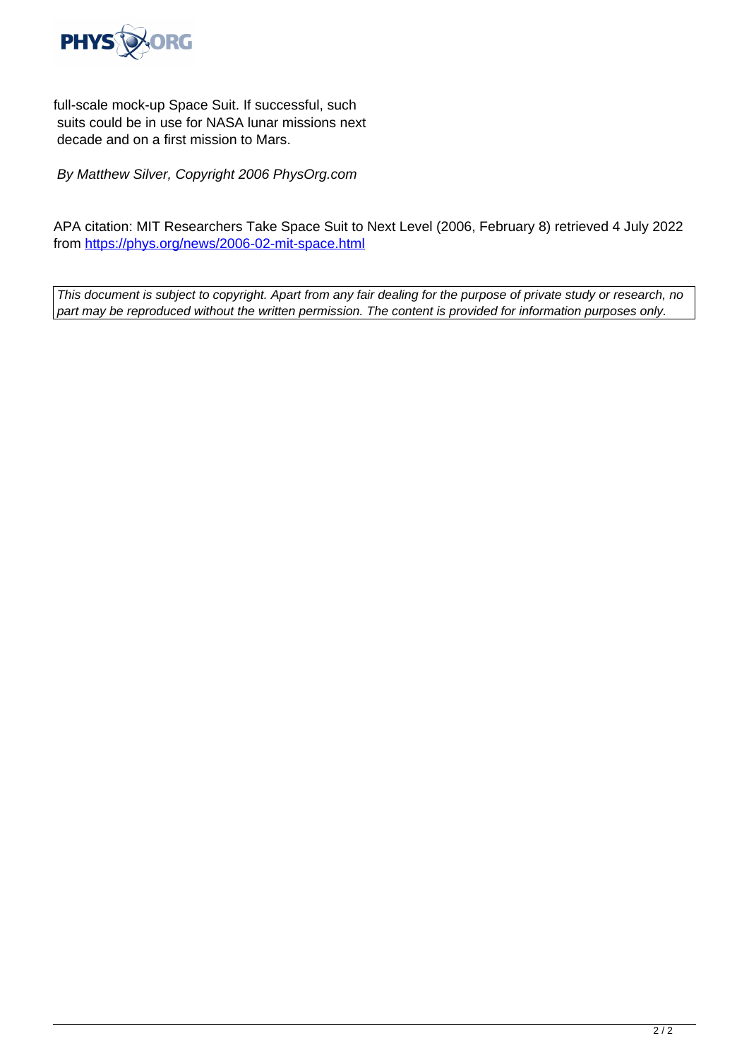full-scale mock-up Space Suit. If successful, such suits could be in use for NASA lunar missions next decade and on a first mission to Mars.

*By Matthew Silver, Copyright 2006 PhysOrg.com*

APA citation: MIT Researchers Take Space Suit to Next Level (2006, February 8) retrieved 4 July 2022 from https://phys.org/news/2006-02-mit-space.html

*This document is subject to copyright. Apart from any fair dealing for the purpose of private study or research, no part may be reproduced without the written permission. The content is provided for information purposes only.*